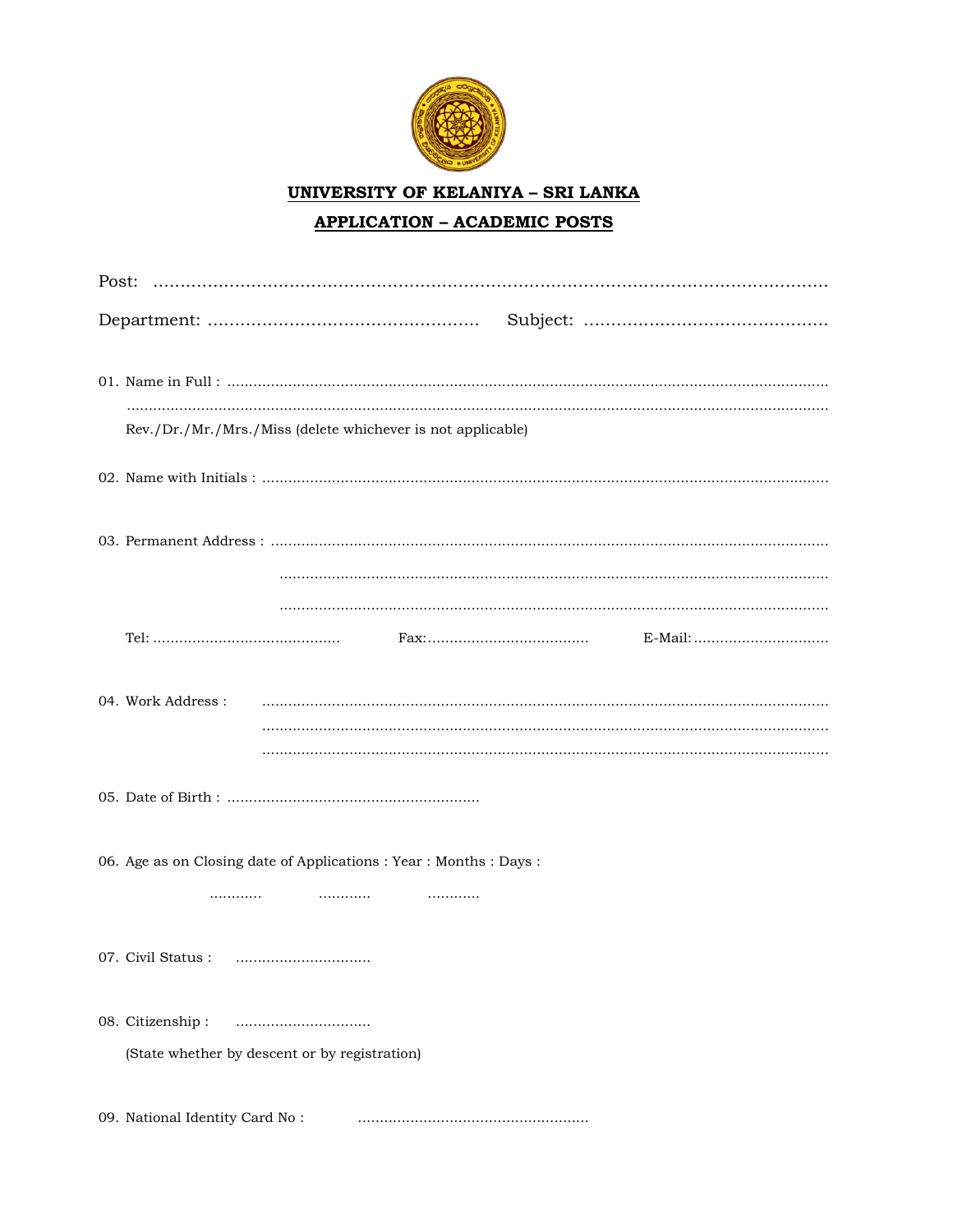# UNIVERSITY OF KELANIYA – SRI LANKA

## APPLICATION – ACADEMIC POSTS

Post: ...........................................................................................................................

Department: .................................................. Subject: .............................................

01. Name in Full : ...........................................................................................................................

    ...........................................................................................................................

    Rev./Dr./Mr./Mrs./Miss (delete whichever is not applicable)

02. Name with Initials : ...........................................................................................................................

03. Permanent Address : ...........................................................................................................................

    ...........................................................................................................................

    ...........................................................................................................................

    Tel: ........................................... Fax:..................................... E-Mail: ...............................

04. Work Address : ...........................................................................................................................

    ...........................................................................................................................

    ...........................................................................................................................

05. Date of Birth : ..........................................................

06. Age as on Closing date of Applications : Year : Months : Days :

    ............ ............ ............

07. Civil Status : ...............................

08. Citizenship : ...............................

    (State whether by descent or by registration)

09. National Identity Card No : ....................................................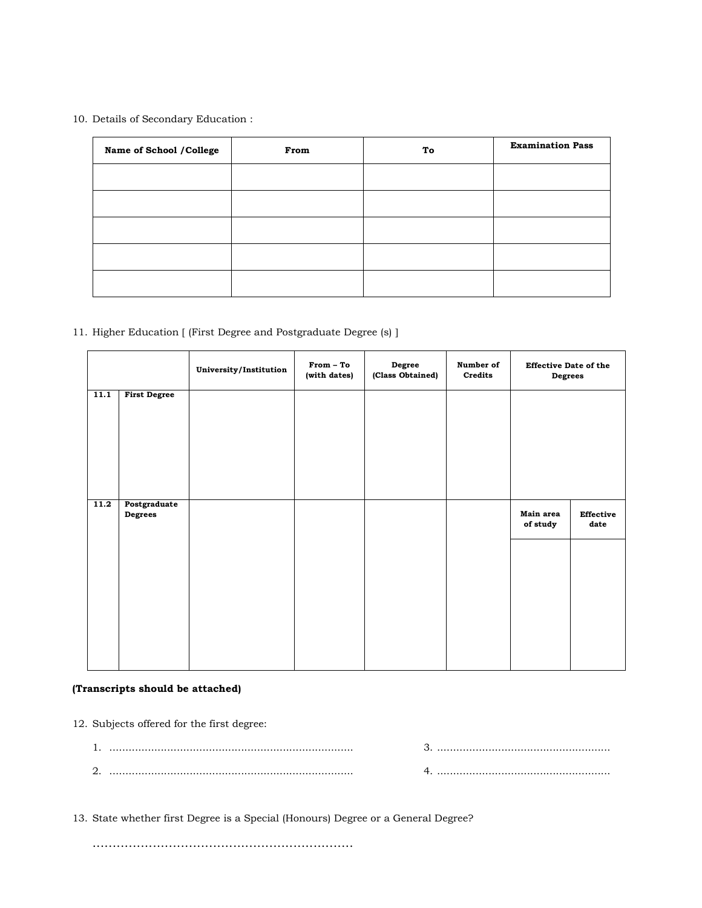10. Details of Secondary Education :

| Name of School /College | From | To | Examination Pass |
|---|---|---|---|
| | | | |
| | | | |
| | | | |
| | | | |
| | | | |

11. Higher Education [ (First Degree and Postgraduate Degree (s) ]

| | | University/Institution | From – To (with dates) | Degree (Class Obtained) | Number of Credits | Effective Date of the Degrees | |
|---|---|---|---|---|---|---|---|
| 11.1 | First Degree | | | | | | |
| 11.2 | Postgraduate Degrees | | | | | Main area of study | Effective date |
| | | | | | | | |

**(Transcripts should be attached)**

12. Subjects offered for the first degree:

1. ............................................................................
2. ............................................................................
3. ......................................................
4. ......................................................

13. State whether first Degree is a Special (Honours) Degree or a General Degree?

..................................................................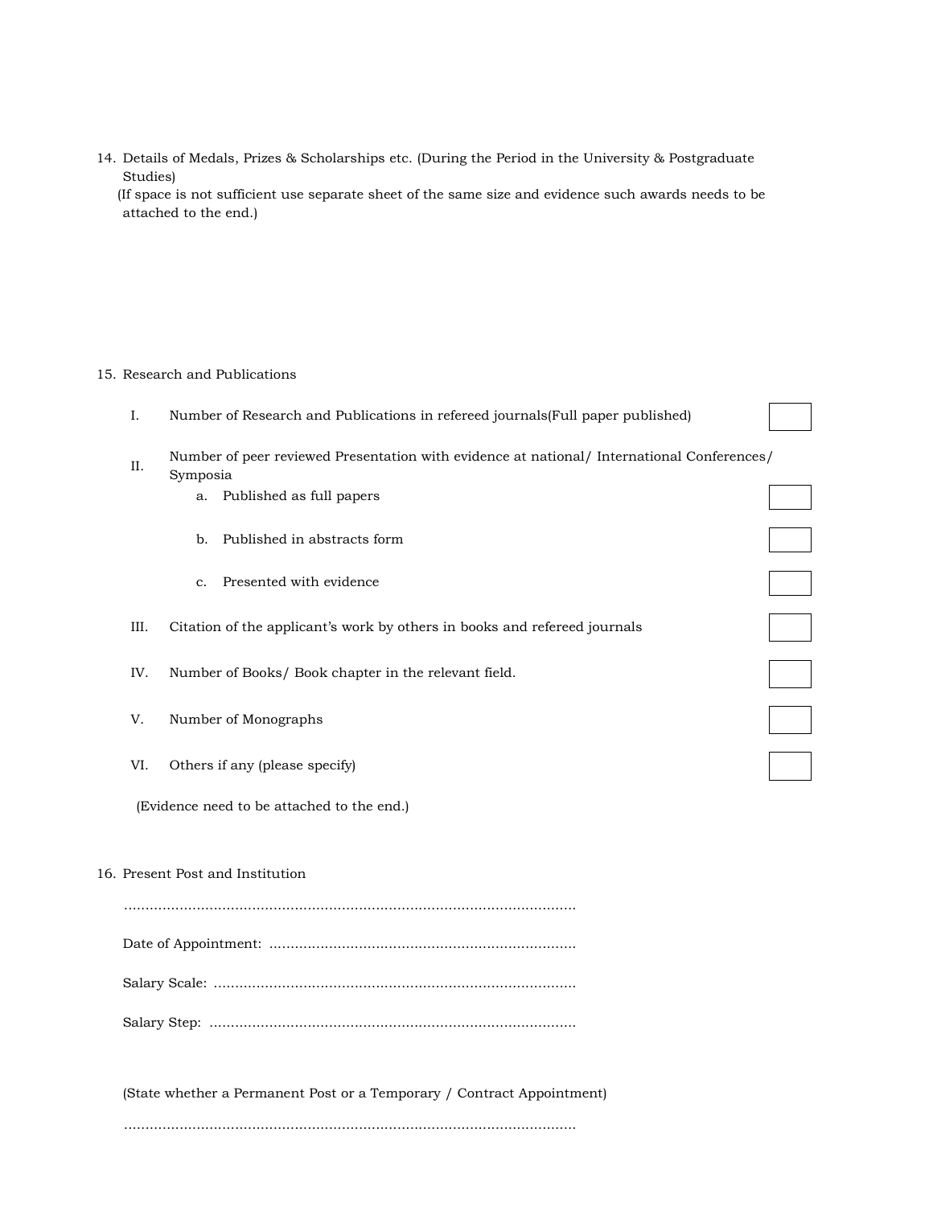14. Details of Medals, Prizes & Scholarships etc. (During the Period in the University & Postgraduate Studies)
   (If space is not sufficient use separate sheet of the same size and evidence such awards needs to be attached to the end.)

15. Research and Publications

   I. Number of Research and Publications in refereed journals(Full paper published) ☐

   II. Number of peer reviewed Presentation with evidence at national/ International Conferences/ Symposia
      a. Published as full papers ☐
      b. Published in abstracts form ☐
      c. Presented with evidence ☐

   III. Citation of the applicant's work by others in books and refereed journals ☐

   IV. Number of Books/ Book chapter in the relevant field. ☐

   V. Number of Monographs ☐

   VI. Others if any (please specify) ☐

   (Evidence need to be attached to the end.)

16. Present Post and Institution

   ..........................................................................................................

   Date of Appointment: ........................................................................

   Salary Scale: ......................................................................................

   Salary Step: .......................................................................................

   (State whether a Permanent Post or a Temporary / Contract Appointment)

   ..........................................................................................................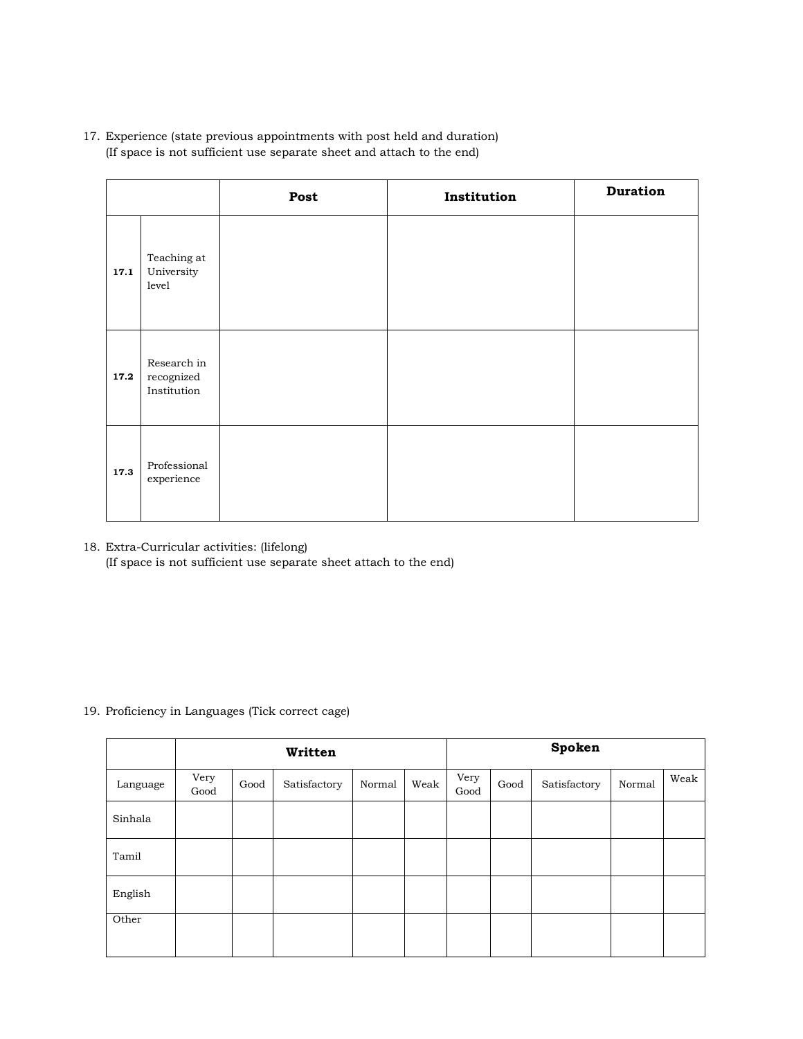17. Experience (state previous appointments with post held and duration)
    (If space is not sufficient use separate sheet and attach to the end)

| | | **Post** | **Institution** | **Duration** |
|---|---|---|---|---|
| **17.1** | Teaching at University level | | | |
| **17.2** | Research in recognized Institution | | | |
| **17.3** | Professional experience | | | |

18. Extra-Curricular activities: (lifelong)
    (If space is not sufficient use separate sheet attach to the end)

19. Proficiency in Languages (Tick correct cage)

| | **Written** | | | | | **Spoken** | | | | |
|---|---|---|---|---|---|---|---|---|---|---|
| Language | Very Good | Good | Satisfactory | Normal | Weak | Very Good | Good | Satisfactory | Normal | Weak |
| Sinhala | | | | | | | | | | |
| Tamil | | | | | | | | | | |
| English | | | | | | | | | | |
| Other | | | | | | | | | | |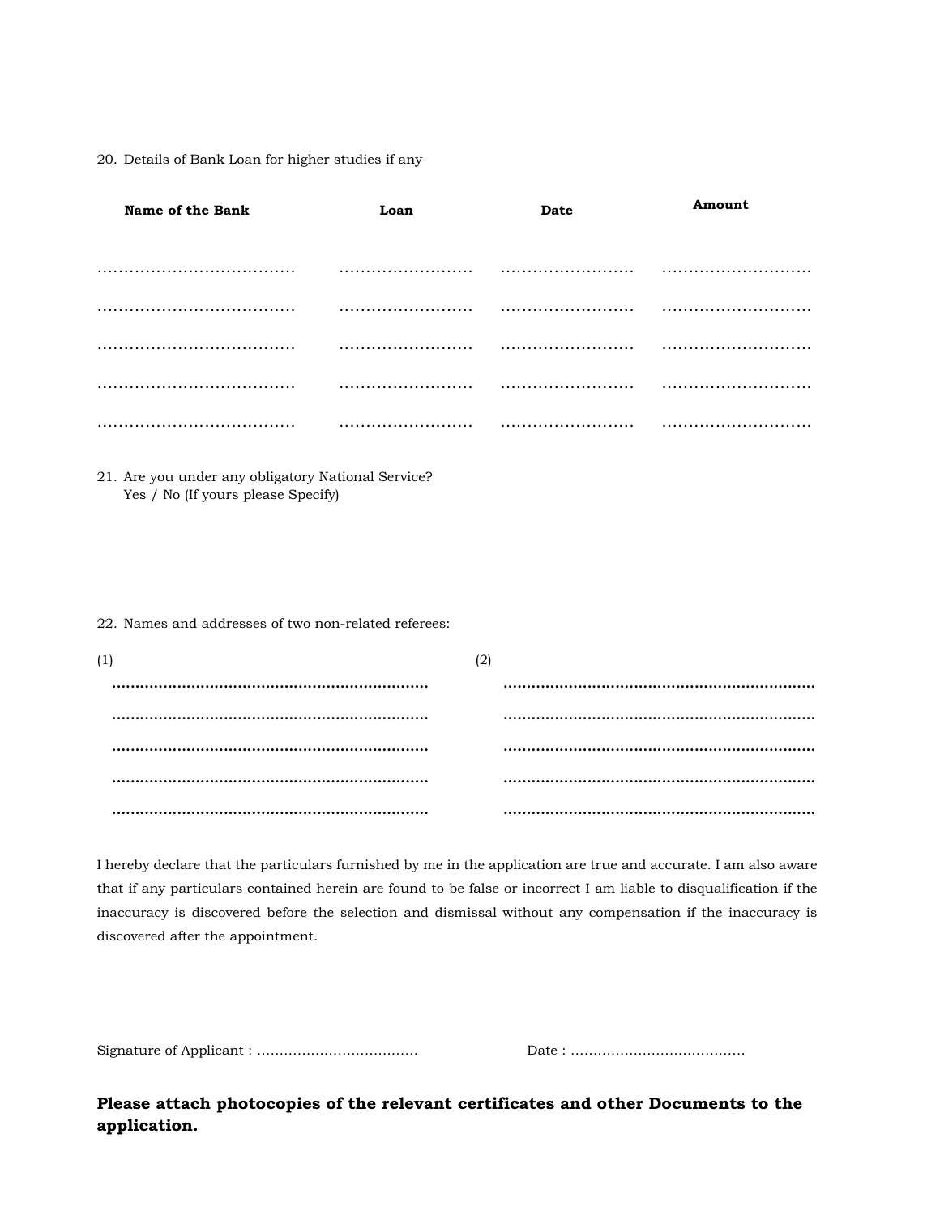20. Details of Bank Loan for higher studies if any

| Name of the Bank | Loan | Date | Amount |
|---|---|---|---|
| ………………………………. | ……………………. | ……………………. | ………………………. |
| ………………………………. | ……………………. | ……………………. | ………………………. |
| ………………………………. | ……………………. | ……………………. | ………………………. |
| ………………………………. | ……………………. | ……………………. | ………………………. |
| ………………………………. | ……………………. | ……………………. | ………………………. |

21. Are you under any obligatory National Service?
    Yes / No (If yours please Specify)

22. Names and addresses of two non-related referees:

(1)

……………………………………………………………

……………………………………………………………

……………………………………………………………

……………………………………………………………

……………………………………………………………

(2)

……………………………………………………………

……………………………………………………………

……………………………………………………………

……………………………………………………………

……………………………………………………………

I hereby declare that the particulars furnished by me in the application are true and accurate. I am also aware that if any particulars contained herein are found to be false or incorrect I am liable to disqualification if the inaccuracy is discovered before the selection and dismissal without any compensation if the inaccuracy is discovered after the appointment.

Signature of Applicant : ………………………………          Date : …………………………………

**Please attach photocopies of the relevant certificates and other Documents to the application.**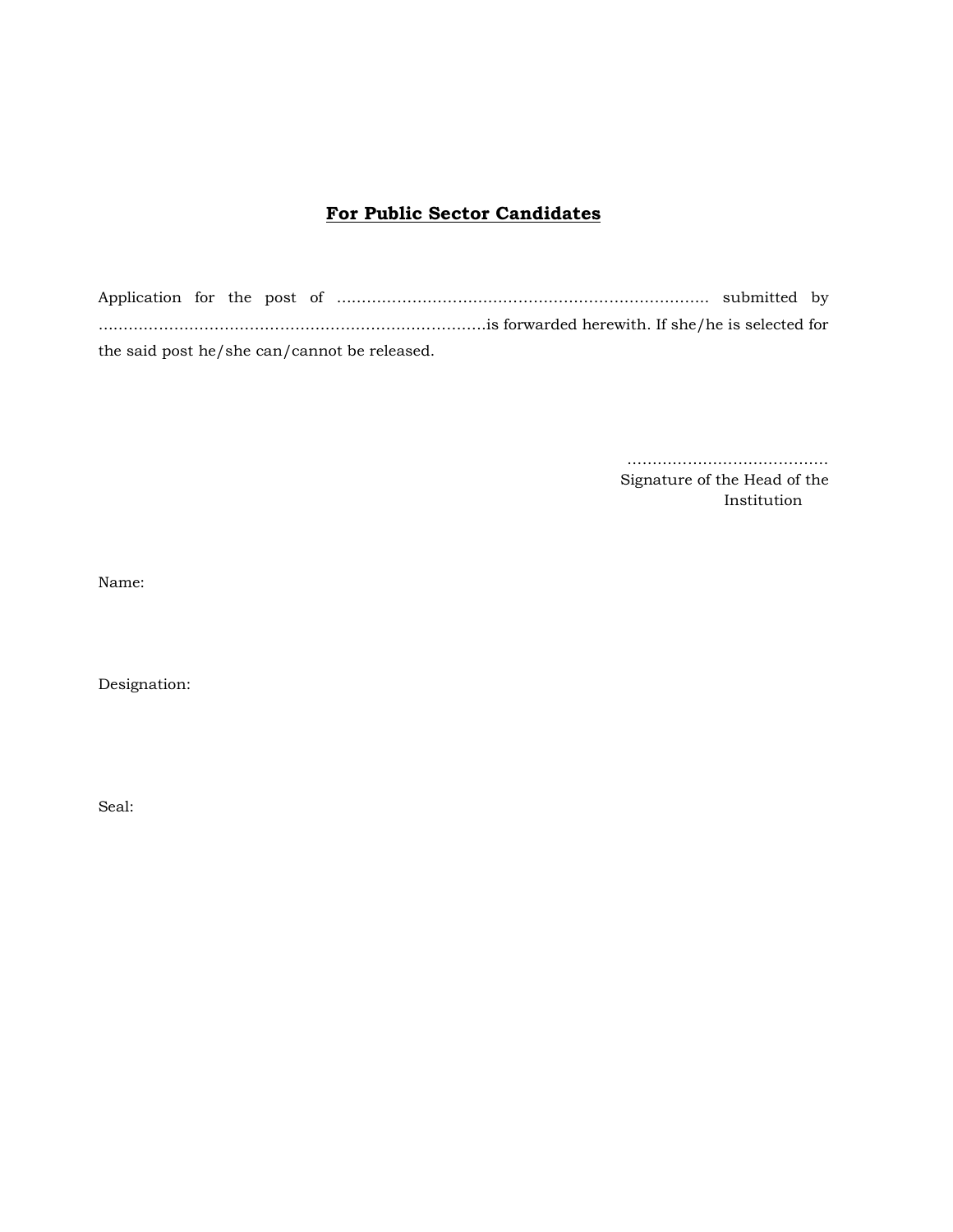## For Public Sector Candidates

Application for the post of ………………………………………………………………. submitted by …………………………………………………………………is forwarded herewith. If she/he is selected for the said post he/she can/cannot be released.

…………………………………
Signature of the Head of the Institution

Name:

Designation:

Seal: